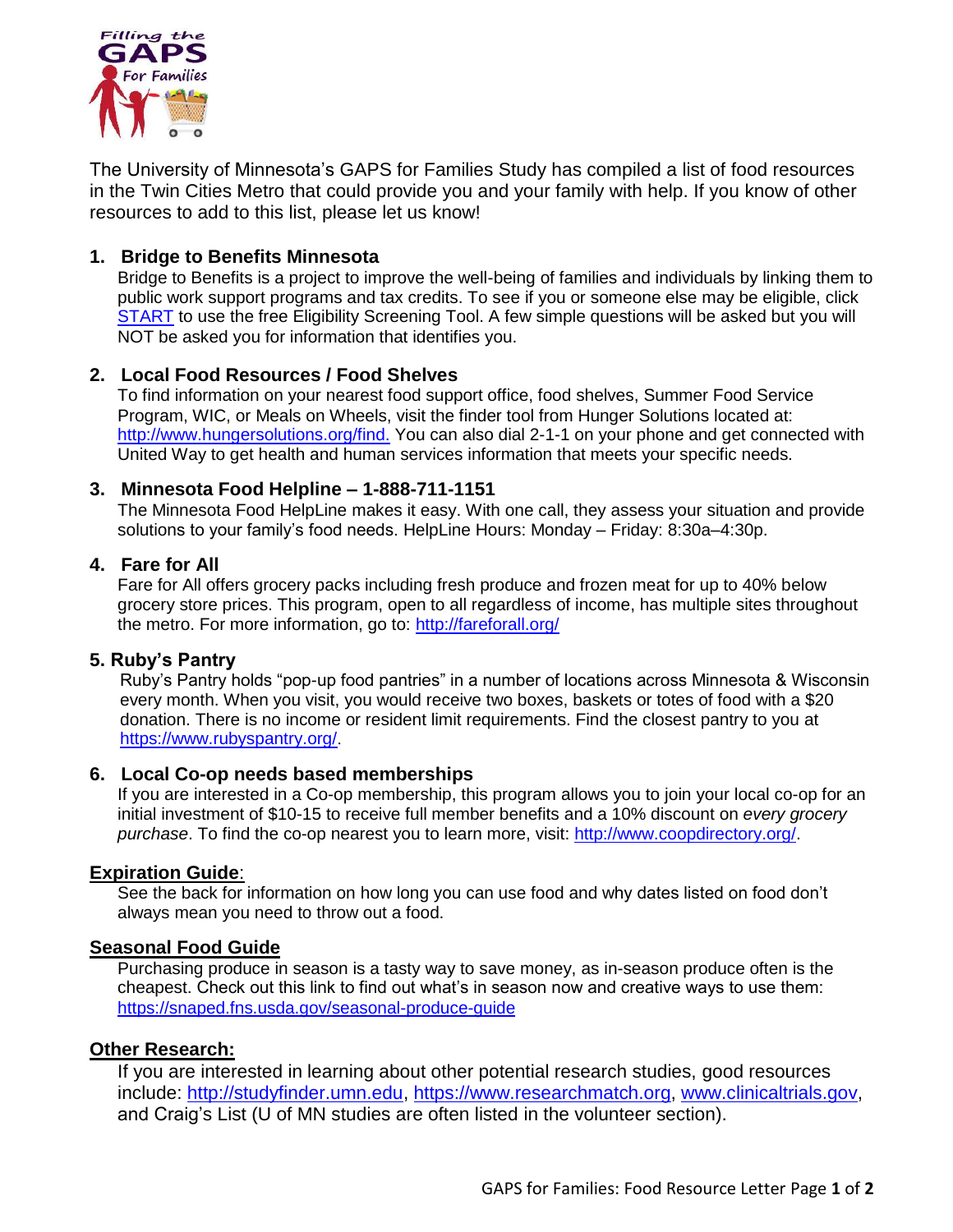The University of Minnesota's GAPS for Families Study has compiled a list of food resources in the Twin Cities Metro that could provide you and your family with help. If you know of other resources to add to this list, please let us know!

### 1. Bridge to Benefits Minnesota

Bridge to Benefits is a project to improve the well-being of families and individuals by linking them to public work support programs and tax credits. To see if you or someone else may be eligible, click START to use the free Eligibility Screening Tool. A few simple questions will be asked but you will NOT be asked you for information that identifies you.

### 2. Local Food Resources / Food Shelves

To find information on your nearest food support office, food shelves, Summer Food Service Program, WIC, or Meals on Wheels, visit the finder tool from Hunger Solutions located at: http://www.hungersolutions.org/find. You can also dial 2-1-1 on your phone and get connected with United Way to get health and human services information that meets your specific needs.

### 3. Minnesota Food Helpline – 1-888-711-1151

The Minnesota Food HelpLine makes it easy. With one call, they assess your situation and provide solutions to your family's food needs. HelpLine Hours: Monday – Friday: 8:30a–4:30p.

### 4. Fare for All

Fare for All offers grocery packs including fresh produce and frozen meat for up to 40% below grocery store prices. This program, open to all regardless of income, has multiple sites throughout the metro. For more information, go to: http://fareforall.org/

### 5. Ruby's Pantry

Ruby's Pantry holds "pop-up food pantries" in a number of locations across Minnesota & Wisconsin every month. When you visit, you would receive two boxes, baskets or totes of food with a $20 donation. There is no income or resident limit requirements. Find the closest pantry to you at https://www.rubyspantry.org/.

### 6. Local Co-op needs based memberships

If you are interested in a Co-op membership, this program allows you to join your local co-op for an initial investment of $10-15 to receive full member benefits and a 10% discount on *every grocery purchase*. To find the co-op nearest you to learn more, visit: http://www.coopdirectory.org/.

### Expiration Guide:

See the back for information on how long you can use food and why dates listed on food don't always mean you need to throw out a food.

### Seasonal Food Guide

Purchasing produce in season is a tasty way to save money, as in-season produce often is the cheapest. Check out this link to find out what's in season now and creative ways to use them: https://snaped.fns.usda.gov/seasonal-produce-guide

### Other Research:

If you are interested in learning about other potential research studies, good resources include: http://studyfinder.umn.edu, https://www.researchmatch.org, www.clinicaltrials.gov, and Craig's List (U of MN studies are often listed in the volunteer section).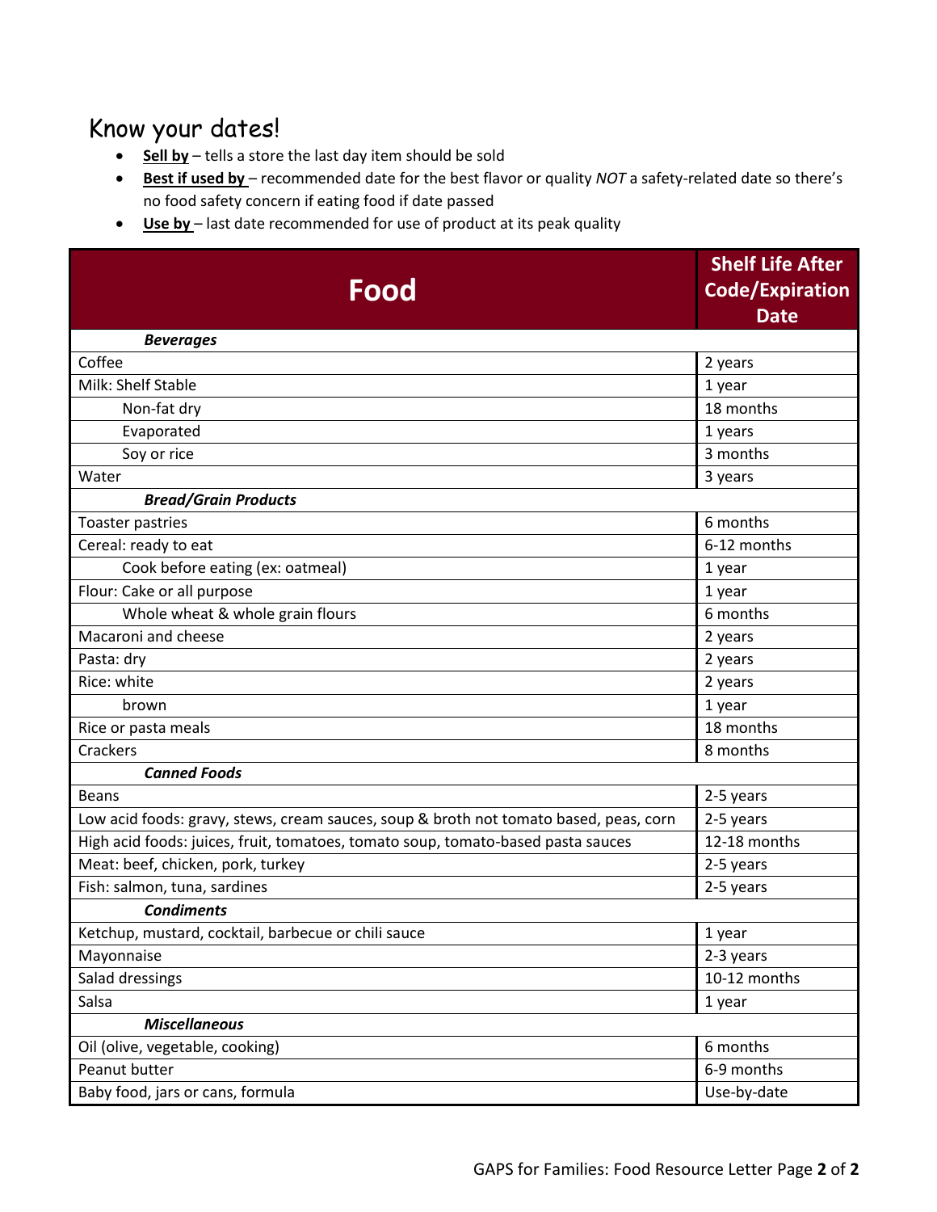## Know your dates!

- **Sell by** – tells a store the last day item should be sold
- **Best if used by** – recommended date for the best flavor or quality *NOT* a safety-related date so there's no food safety concern if eating food if date passed
- **Use by** – last date recommended for use of product at its peak quality

| Food | Shelf Life After Code/Expiration Date |
|---|---|
| ***Beverages*** | |
| Coffee | 2 years |
| Milk: Shelf Stable | 1 year |
| Non-fat dry | 18 months |
| Evaporated | 1 years |
| Soy or rice | 3 months |
| Water | 3 years |
| ***Bread/Grain Products*** | |
| Toaster pastries | 6 months |
| Cereal: ready to eat | 6-12 months |
| Cook before eating (ex: oatmeal) | 1 year |
| Flour: Cake or all purpose | 1 year |
| Whole wheat & whole grain flours | 6 months |
| Macaroni and cheese | 2 years |
| Pasta: dry | 2 years |
| Rice: white | 2 years |
| brown | 1 year |
| Rice or pasta meals | 18 months |
| Crackers | 8 months |
| ***Canned Foods*** | |
| Beans | 2-5 years |
| Low acid foods: gravy, stews, cream sauces, soup & broth not tomato based, peas, corn | 2-5 years |
| High acid foods: juices, fruit, tomatoes, tomato soup, tomato-based pasta sauces | 12-18 months |
| Meat: beef, chicken, pork, turkey | 2-5 years |
| Fish: salmon, tuna, sardines | 2-5 years |
| ***Condiments*** | |
| Ketchup, mustard, cocktail, barbecue or chili sauce | 1 year |
| Mayonnaise | 2-3 years |
| Salad dressings | 10-12 months |
| Salsa | 1 year |
| ***Miscellaneous*** | |
| Oil (olive, vegetable, cooking) | 6 months |
| Peanut butter | 6-9 months |
| Baby food, jars or cans, formula | Use-by-date |